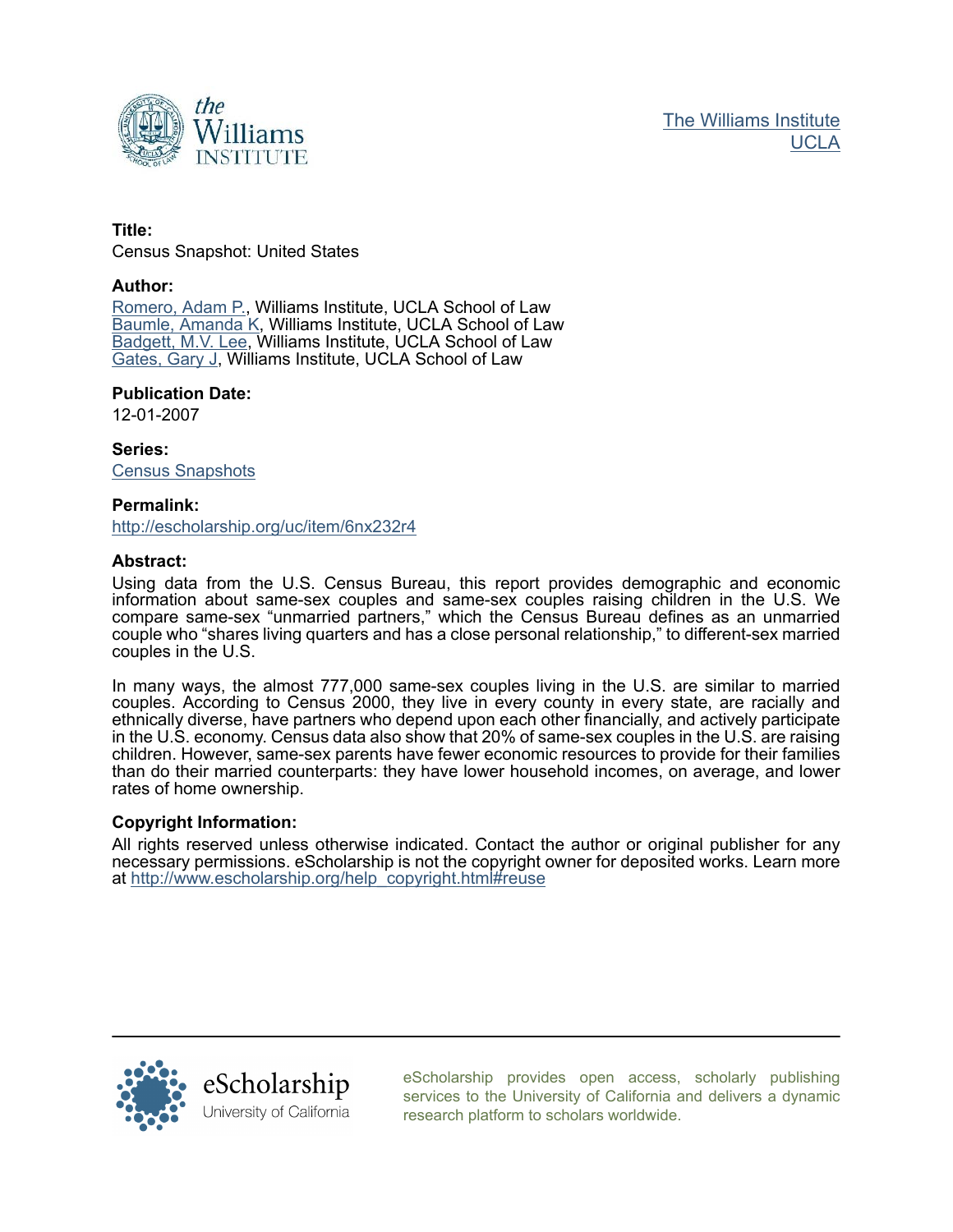The Williams Institute
UCLA

**Title:**
Census Snapshot: United States

**Author:**
Romero, Adam P., Williams Institute, UCLA School of Law
Baumle, Amanda K, Williams Institute, UCLA School of Law
Badgett, M.V. Lee, Williams Institute, UCLA School of Law
Gates, Gary J, Williams Institute, UCLA School of Law

**Publication Date:**
12-01-2007

**Series:**
Census Snapshots

**Permalink:**
http://escholarship.org/uc/item/6nx232r4

**Abstract:**
Using data from the U.S. Census Bureau, this report provides demographic and economic information about same-sex couples and same-sex couples raising children in the U.S. We compare same-sex "unmarried partners," which the Census Bureau defines as an unmarried couple who "shares living quarters and has a close personal relationship," to different-sex married couples in the U.S.

In many ways, the almost 777,000 same-sex couples living in the U.S. are similar to married couples. According to Census 2000, they live in every county in every state, are racially and ethnically diverse, have partners who depend upon each other financially, and actively participate in the U.S. economy. Census data also show that 20% of same-sex couples in the U.S. are raising children. However, same-sex parents have fewer economic resources to provide for their families than do their married counterparts: they have lower household incomes, on average, and lower rates of home ownership.

**Copyright Information:**
All rights reserved unless otherwise indicated. Contact the author or original publisher for any necessary permissions. eScholarship is not the copyright owner for deposited works. Learn more at http://www.escholarship.org/help_copyright.html#reuse

eScholarship
University of California

eScholarship provides open access, scholarly publishing services to the University of California and delivers a dynamic research platform to scholars worldwide.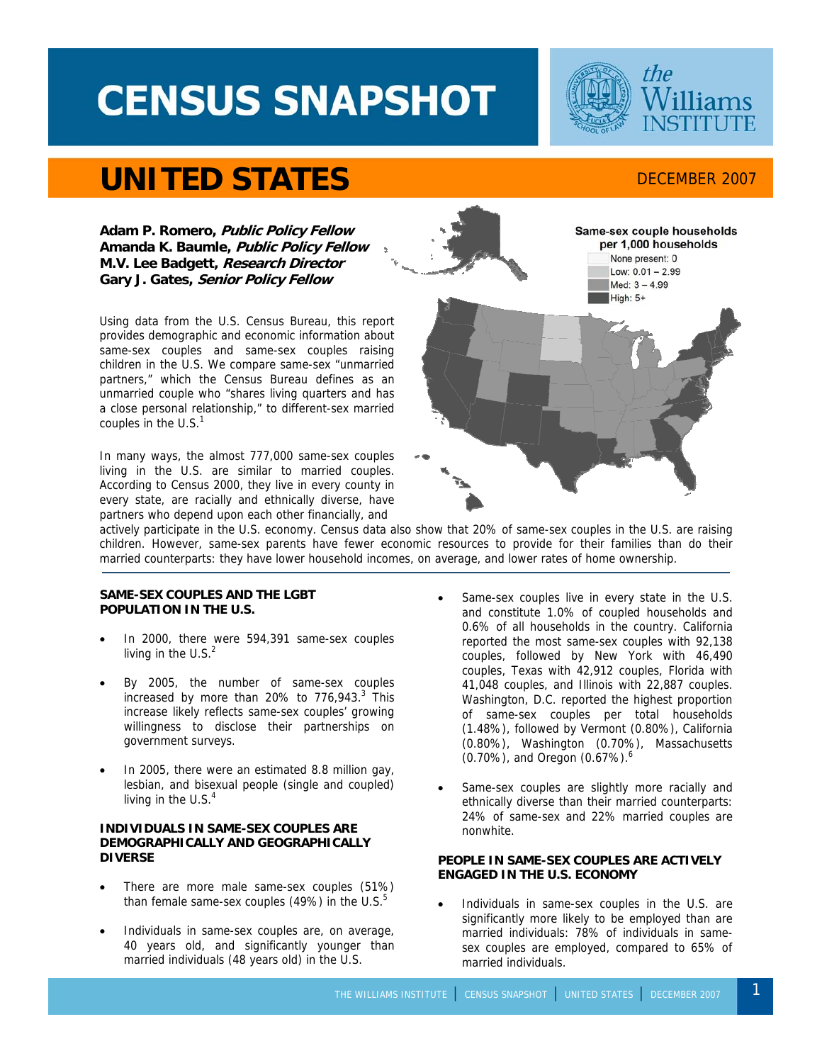# CENSUS SNAPSHOT

the Williams INSTITUTE

# UNITED STATES

DECEMBER 2007

**Adam P. Romero, *Public Policy Fellow***
**Amanda K. Baumle, *Public Policy Fellow***
**M.V. Lee Badgett, *Research Director***
**Gary J. Gates, *Senior Policy Fellow***

Same-sex couple households per 1,000 households
- None present: 0
- Low: 0.01 – 2.99
- Med: 3 – 4.99
- High: 5+

Using data from the U.S. Census Bureau, this report provides demographic and economic information about same-sex couples and same-sex couples raising children in the U.S. We compare same-sex "unmarried partners," which the Census Bureau defines as an unmarried couple who "shares living quarters and has a close personal relationship," to different-sex married couples in the U.S.[1]

In many ways, the almost 777,000 same-sex couples living in the U.S. are similar to married couples. According to Census 2000, they live in every county in every state, are racially and ethnically diverse, have partners who depend upon each other financially, and actively participate in the U.S. economy. Census data also show that 20% of same-sex couples in the U.S. are raising children. However, same-sex parents have fewer economic resources to provide for their families than do their married counterparts: they have lower household incomes, on average, and lower rates of home ownership.

**SAME-SEX COUPLES AND THE LGBT POPULATION IN THE U.S.**

- In 2000, there were 594,391 same-sex couples living in the U.S.[2]
- By 2005, the number of same-sex couples increased by more than 20% to 776,943.[3] This increase likely reflects same-sex couples' growing willingness to disclose their partnerships on government surveys.
- In 2005, there were an estimated 8.8 million gay, lesbian, and bisexual people (single and coupled) living in the U.S.[4]

**INDIVIDUALS IN SAME-SEX COUPLES ARE DEMOGRAPHICALLY AND GEOGRAPHICALLY DIVERSE**

- There are more male same-sex couples (51%) than female same-sex couples (49%) in the U.S.[5]
- Individuals in same-sex couples are, on average, 40 years old, and significantly younger than married individuals (48 years old) in the U.S.
- Same-sex couples live in every state in the U.S. and constitute 1.0% of coupled households and 0.6% of all households in the country. California reported the most same-sex couples with 92,138 couples, followed by New York with 46,490 couples, Texas with 42,912 couples, Florida with 41,048 couples, and Illinois with 22,887 couples. Washington, D.C. reported the highest proportion of same-sex couples per total households (1.48%), followed by Vermont (0.80%), California (0.80%), Washington (0.70%), Massachusetts (0.70%), and Oregon (0.67%).[6]
- Same-sex couples are slightly more racially and ethnically diverse than their married counterparts: 24% of same-sex and 22% married couples are nonwhite.

**PEOPLE IN SAME-SEX COUPLES ARE ACTIVELY ENGAGED IN THE U.S. ECONOMY**

- Individuals in same-sex couples in the U.S. are significantly more likely to be employed than are married individuals: 78% of individuals in same-sex couples are employed, compared to 65% of married individuals.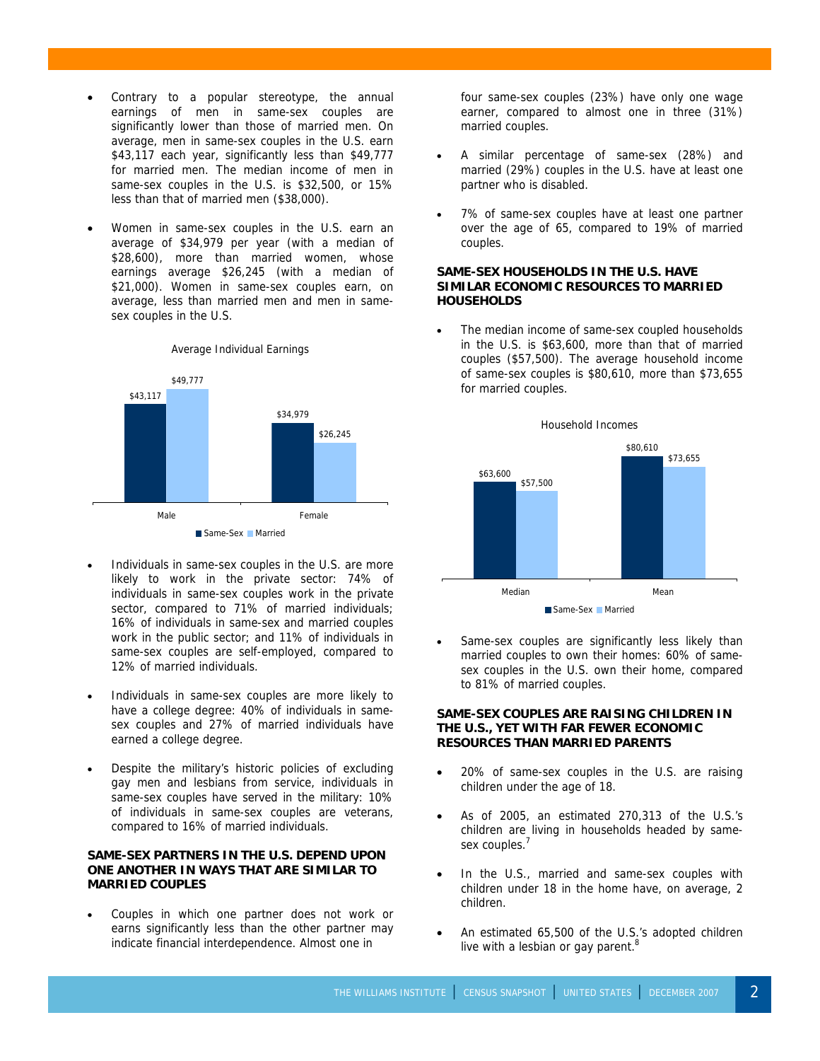- Contrary to a popular stereotype, the annual earnings of men in same-sex couples are significantly lower than those of married men. On average, men in same-sex couples in the U.S. earn $43,117 each year, significantly less than $49,777 for married men. The median income of men in same-sex couples in the U.S. is $32,500, or 15% less than that of married men ($38,000).

- Women in same-sex couples in the U.S. earn an average of $34,979 per year (with a median of $28,600), more than married women, whose earnings average $26,245 (with a median of $21,000). Women in same-sex couples earn, on average, less than married men and men in same-sex couples in the U.S.

Average Individual Earnings

| | Same-Sex | Married |
|---|---|---|
| Male | $43,117 | $49,777 |
| Female | $34,979 | $26,245 |

- Individuals in same-sex couples in the U.S. are more likely to work in the private sector: 74% of individuals in same-sex couples work in the private sector, compared to 71% of married individuals; 16% of individuals in same-sex and married couples work in the public sector; and 11% of individuals in same-sex couples are self-employed, compared to 12% of married individuals.

- Individuals in same-sex couples are more likely to have a college degree: 40% of individuals in same-sex couples and 27% of married individuals have earned a college degree.

- Despite the military's historic policies of excluding gay men and lesbians from service, individuals in same-sex couples have served in the military: 10% of individuals in same-sex couples are veterans, compared to 16% of married individuals.

**SAME-SEX PARTNERS IN THE U.S. DEPEND UPON ONE ANOTHER IN WAYS THAT ARE SIMILAR TO MARRIED COUPLES**

- Couples in which one partner does not work or earns significantly less than the other partner may indicate financial interdependence. Almost one in four same-sex couples (23%) have only one wage earner, compared to almost one in three (31%) married couples.

- A similar percentage of same-sex (28%) and married (29%) couples in the U.S. have at least one partner who is disabled.

- 7% of same-sex couples have at least one partner over the age of 65, compared to 19% of married couples.

**SAME-SEX HOUSEHOLDS IN THE U.S. HAVE SIMILAR ECONOMIC RESOURCES TO MARRIED HOUSEHOLDS**

- The median income of same-sex coupled households in the U.S. is $63,600, more than that of married couples ($57,500). The average household income of same-sex couples is $80,610, more than $73,655 for married couples.

Household Incomes

| | Same-Sex | Married |
|---|---|---|
| Median | $63,600 | $57,500 |
| Mean | $80,610 | $73,655 |

- Same-sex couples are significantly less likely than married couples to own their homes: 60% of same-sex couples in the U.S. own their home, compared to 81% of married couples.

**SAME-SEX COUPLES ARE RAISING CHILDREN IN THE U.S., YET WITH FAR FEWER ECONOMIC RESOURCES THAN MARRIED PARENTS**

- 20% of same-sex couples in the U.S. are raising children under the age of 18.

- As of 2005, an estimated 270,313 of the U.S.'s children are living in households headed by same-sex couples.[7]

- In the U.S., married and same-sex couples with children under 18 in the home have, on average, 2 children.

- An estimated 65,500 of the U.S.'s adopted children live with a lesbian or gay parent.[8]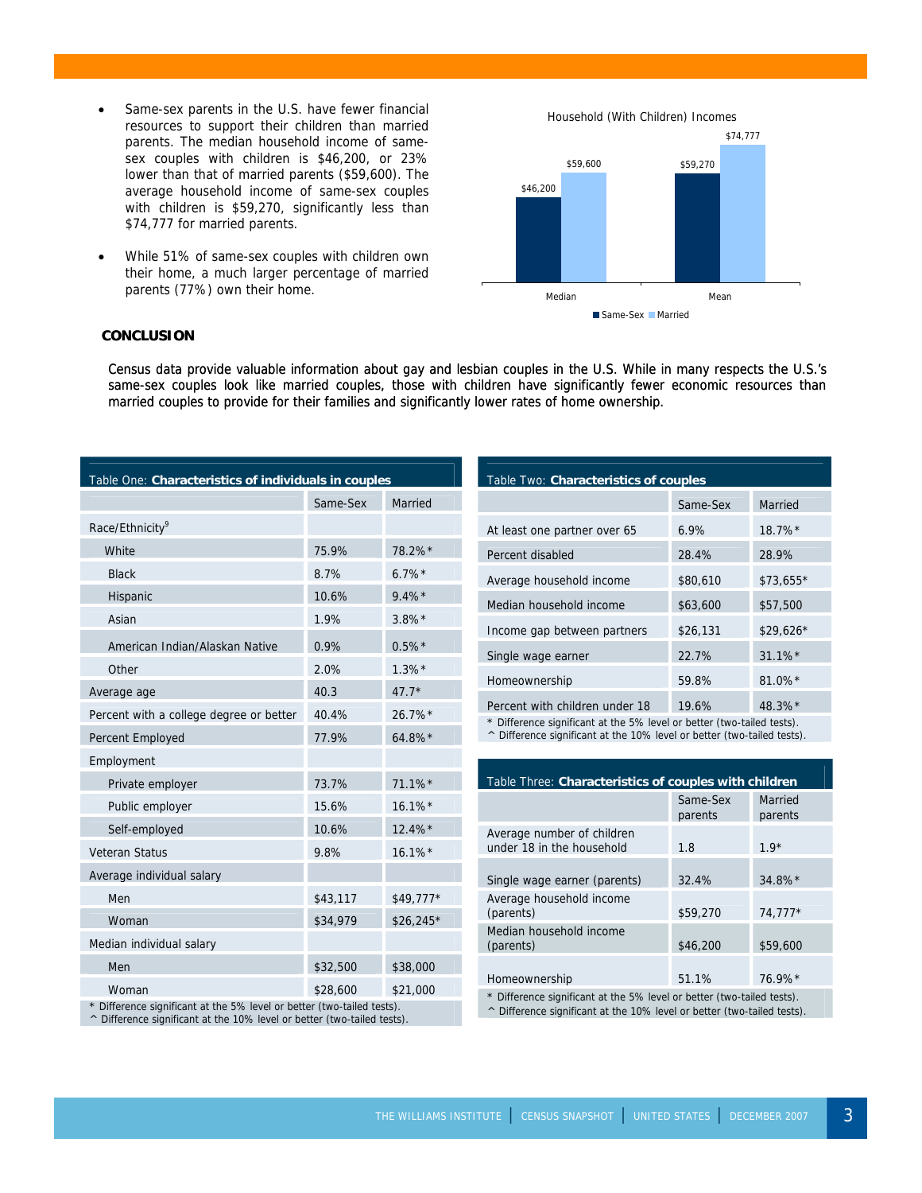- Same-sex parents in the U.S. have fewer financial resources to support their children than married parents. The median household income of same-sex couples with children is $46,200, or 23% lower than that of married parents ($59,600). The average household income of same-sex couples with children is $59,270, significantly less than $74,777 for married parents.

- While 51% of same-sex couples with children own their home, a much larger percentage of married parents (77%) own their home.

Household (With Children) Incomes

| | Same-Sex | Married |
|---|---|---|
| Median | $46,200 | $59,600 |
| Mean | $59,270 | $74,777 |

## CONCLUSION

Census data provide valuable information about gay and lesbian couples in the U.S. While in many respects the U.S.'s same-sex couples look like married couples, those with children have significantly fewer economic resources than married couples to provide for their families and significantly lower rates of home ownership.

Table One: **Characteristics of individuals in couples**

| | Same-Sex | Married |
|---|---|---|
| Race/Ethnicity[9] | | |
| White | 75.9% | 78.2%* |
| Black | 8.7% | 6.7%* |
| Hispanic | 10.6% | 9.4%* |
| Asian | 1.9% | 3.8%* |
| American Indian/Alaskan Native | 0.9% | 0.5%* |
| Other | 2.0% | 1.3%* |
| Average age | 40.3 | 47.7* |
| Percent with a college degree or better | 40.4% | 26.7%* |
| Percent Employed | 77.9% | 64.8%* |
| Employment | | |
| Private employer | 73.7% | 71.1%* |
| Public employer | 15.6% | 16.1%* |
| Self-employed | 10.6% | 12.4%* |
| Veteran Status | 9.8% | 16.1%* |
| Average individual salary | | |
| Men | $43,117 | $49,777* |
| Woman | $34,979 | $26,245* |
| Median individual salary | | |
| Men | $32,500 | $38,000 |
| Woman | $28,600 | $21,000 |

\* Difference significant at the 5% level or better (two-tailed tests).
^ Difference significant at the 10% level or better (two-tailed tests).

Table Two: **Characteristics of couples**

| | Same-Sex | Married |
|---|---|---|
| At least one partner over 65 | 6.9% | 18.7%* |
| Percent disabled | 28.4% | 28.9% |
| Average household income | $80,610 | $73,655* |
| Median household income | $63,600 | $57,500 |
| Income gap between partners | $26,131 | $29,626* |
| Single wage earner | 22.7% | 31.1%* |
| Homeownership | 59.8% | 81.0%* |
| Percent with children under 18 | 19.6% | 48.3%* |

\* Difference significant at the 5% level or better (two-tailed tests).
^ Difference significant at the 10% level or better (two-tailed tests).

Table Three: **Characteristics of couples with children**

| | Same-Sex parents | Married parents |
|---|---|---|
| Average number of children under 18 in the household | 1.8 | 1.9* |
| Single wage earner (parents) | 32.4% | 34.8%* |
| Average household income (parents) | $59,270 | 74,777* |
| Median household income (parents) | $46,200 | $59,600 |
| Homeownership | 51.1% | 76.9%* |

\* Difference significant at the 5% level or better (two-tailed tests).
^ Difference significant at the 10% level or better (two-tailed tests).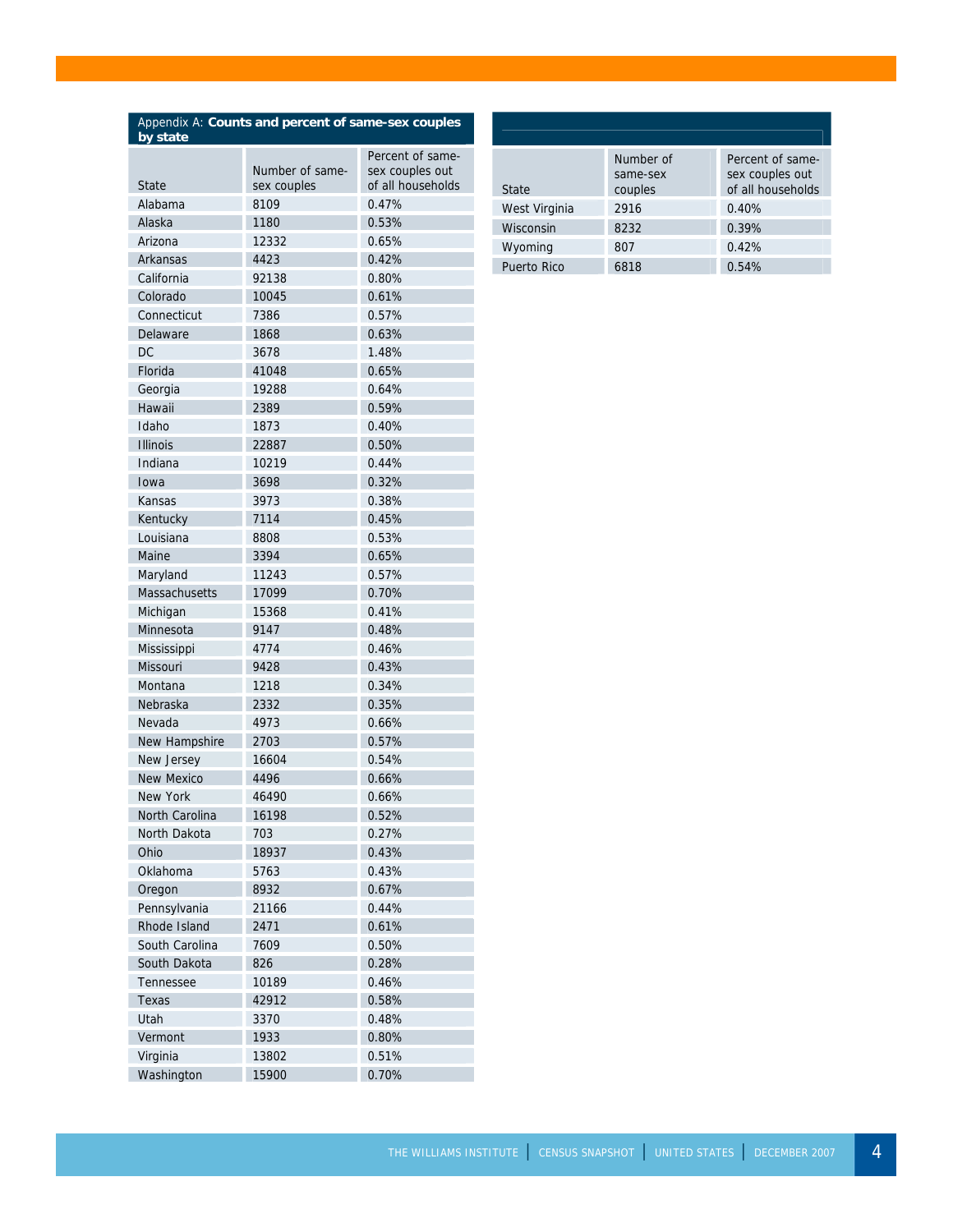Appendix A: **Counts and percent of same-sex couples by state**

| State | Number of same-sex couples | Percent of same-sex couples out of all households |
|---|---|---|
| Alabama | 8109 | 0.47% |
| Alaska | 1180 | 0.53% |
| Arizona | 12332 | 0.65% |
| Arkansas | 4423 | 0.42% |
| California | 92138 | 0.80% |
| Colorado | 10045 | 0.61% |
| Connecticut | 7386 | 0.57% |
| Delaware | 1868 | 0.63% |
| DC | 3678 | 1.48% |
| Florida | 41048 | 0.65% |
| Georgia | 19288 | 0.64% |
| Hawaii | 2389 | 0.59% |
| Idaho | 1873 | 0.40% |
| Illinois | 22887 | 0.50% |
| Indiana | 10219 | 0.44% |
| Iowa | 3698 | 0.32% |
| Kansas | 3973 | 0.38% |
| Kentucky | 7114 | 0.45% |
| Louisiana | 8808 | 0.53% |
| Maine | 3394 | 0.65% |
| Maryland | 11243 | 0.57% |
| Massachusetts | 17099 | 0.70% |
| Michigan | 15368 | 0.41% |
| Minnesota | 9147 | 0.48% |
| Mississippi | 4774 | 0.46% |
| Missouri | 9428 | 0.43% |
| Montana | 1218 | 0.34% |
| Nebraska | 2332 | 0.35% |
| Nevada | 4973 | 0.66% |
| New Hampshire | 2703 | 0.57% |
| New Jersey | 16604 | 0.54% |
| New Mexico | 4496 | 0.66% |
| New York | 46490 | 0.66% |
| North Carolina | 16198 | 0.52% |
| North Dakota | 703 | 0.27% |
| Ohio | 18937 | 0.43% |
| Oklahoma | 5763 | 0.43% |
| Oregon | 8932 | 0.67% |
| Pennsylvania | 21166 | 0.44% |
| Rhode Island | 2471 | 0.61% |
| South Carolina | 7609 | 0.50% |
| South Dakota | 826 | 0.28% |
| Tennessee | 10189 | 0.46% |
| Texas | 42912 | 0.58% |
| Utah | 3370 | 0.48% |
| Vermont | 1933 | 0.80% |
| Virginia | 13802 | 0.51% |
| Washington | 15900 | 0.70% |
| West Virginia | 2916 | 0.40% |
| Wisconsin | 8232 | 0.39% |
| Wyoming | 807 | 0.42% |
| Puerto Rico | 6818 | 0.54% |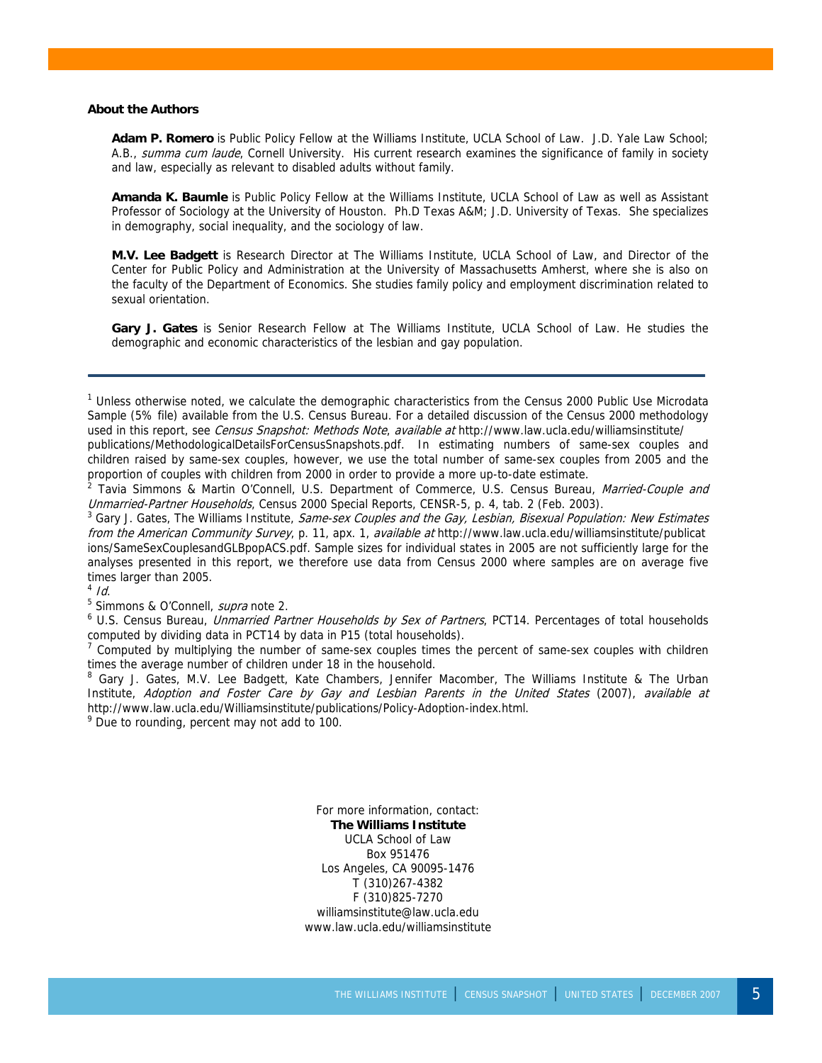**About the Authors**

**Adam P. Romero** is Public Policy Fellow at the Williams Institute, UCLA School of Law. J.D. Yale Law School; A.B., *summa cum laude*, Cornell University. His current research examines the significance of family in society and law, especially as relevant to disabled adults without family.

**Amanda K. Baumle** is Public Policy Fellow at the Williams Institute, UCLA School of Law as well as Assistant Professor of Sociology at the University of Houston. Ph.D Texas A&M; J.D. University of Texas. She specializes in demography, social inequality, and the sociology of law.

**M.V. Lee Badgett** is Research Director at The Williams Institute, UCLA School of Law, and Director of the Center for Public Policy and Administration at the University of Massachusetts Amherst, where she is also on the faculty of the Department of Economics. She studies family policy and employment discrimination related to sexual orientation.

**Gary J. Gates** is Senior Research Fellow at The Williams Institute, UCLA School of Law. He studies the demographic and economic characteristics of the lesbian and gay population.

---

[1] Unless otherwise noted, we calculate the demographic characteristics from the Census 2000 Public Use Microdata Sample (5% file) available from the U.S. Census Bureau. For a detailed discussion of the Census 2000 methodology used in this report, see *Census Snapshot: Methods Note*, *available at* http://www.law.ucla.edu/williamsinstitute/publications/MethodologicalDetailsForCensusSnapshots.pdf. In estimating numbers of same-sex couples and children raised by same-sex couples, however, we use the total number of same-sex couples from 2005 and the proportion of couples with children from 2000 in order to provide a more up-to-date estimate.

[2] Tavia Simmons & Martin O'Connell, U.S. Department of Commerce, U.S. Census Bureau, *Married-Couple and Unmarried-Partner Households*, Census 2000 Special Reports, CENSR-5, p. 4, tab. 2 (Feb. 2003).

[3] Gary J. Gates, The Williams Institute, *Same-sex Couples and the Gay, Lesbian, Bisexual Population: New Estimates from the American Community Survey*, p. 11, apx. 1, *available at* http://www.law.ucla.edu/williamsinstitute/publications/SameSexCouplesandGLBpopACS.pdf. Sample sizes for individual states in 2005 are not sufficiently large for the analyses presented in this report, we therefore use data from Census 2000 where samples are on average five times larger than 2005.

[4] *Id*.

[5] Simmons & O'Connell, *supra* note 2.

[6] U.S. Census Bureau, *Unmarried Partner Households by Sex of Partners*, PCT14. Percentages of total households computed by dividing data in PCT14 by data in P15 (total households).

[7] Computed by multiplying the number of same-sex couples times the percent of same-sex couples with children times the average number of children under 18 in the household.

[8] Gary J. Gates, M.V. Lee Badgett, Kate Chambers, Jennifer Macomber, The Williams Institute & The Urban Institute, *Adoption and Foster Care by Gay and Lesbian Parents in the United States* (2007), *available at* http://www.law.ucla.edu/Williamsinstitute/publications/Policy-Adoption-index.html.

[9] Due to rounding, percent may not add to 100.

For more information, contact:
**The Williams Institute**
UCLA School of Law
Box 951476
Los Angeles, CA 90095-1476
T (310)267-4382
F (310)825-7270
williamsinstitute@law.ucla.edu
www.law.ucla.edu/williamsinstitute